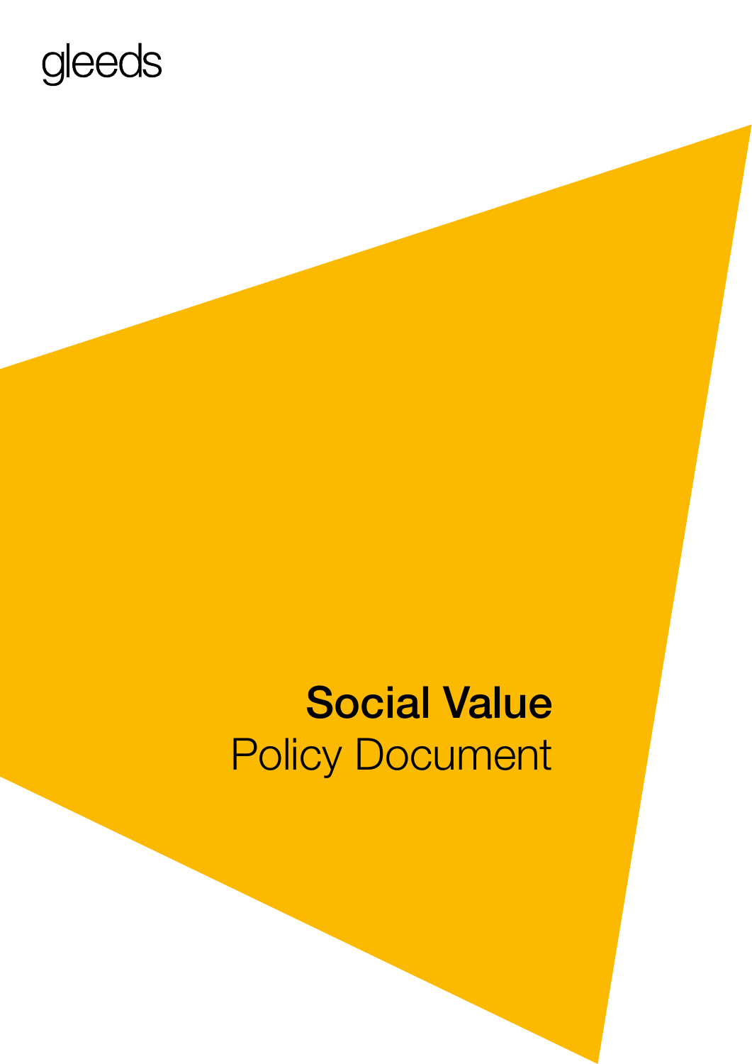gleeds

# Social Value

Policy Document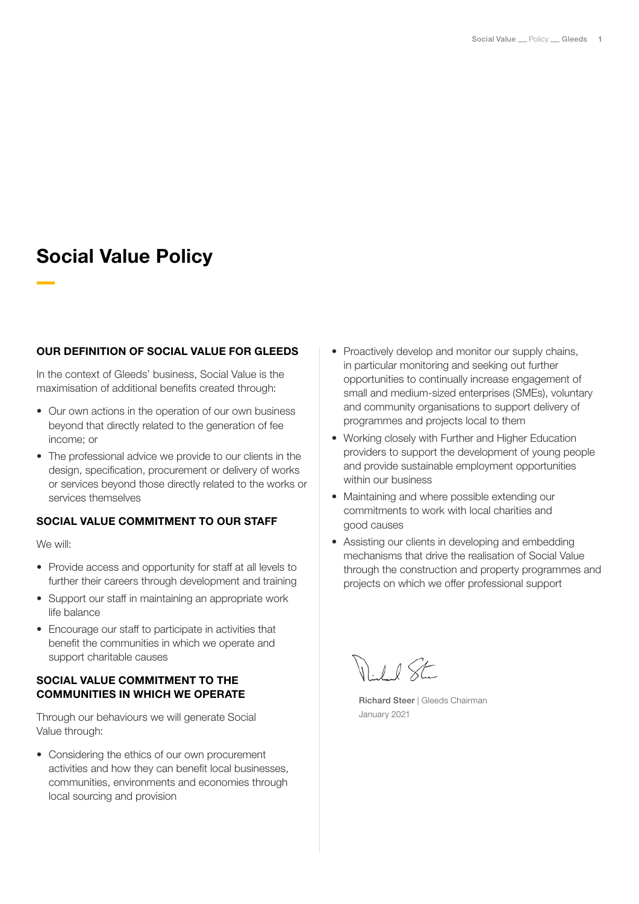# Social Value Policy

### OUR DEFINITION OF SOCIAL VALUE FOR GLEEDS

In the context of Gleeds' business, Social Value is the maximisation of additional benefits created through:

- Our own actions in the operation of our own business beyond that directly related to the generation of fee income; or
- The professional advice we provide to our clients in the design, specification, procurement or delivery of works or services beyond those directly related to the works or services themselves

### SOCIAL VALUE COMMITMENT TO OUR STAFF

We will:

- Provide access and opportunity for staff at all levels to further their careers through development and training
- Support our staff in maintaining an appropriate work life balance
- Encourage our staff to participate in activities that benefit the communities in which we operate and support charitable causes

### SOCIAL VALUE COMMITMENT TO THE COMMUNITIES IN WHICH WE OPERATE

Through our behaviours we will generate Social Value through:

- Considering the ethics of our own procurement activities and how they can benefit local businesses, communities, environments and economies through local sourcing and provision
- Proactively develop and monitor our supply chains, in particular monitoring and seeking out further opportunities to continually increase engagement of small and medium-sized enterprises (SMEs), voluntary and community organisations to support delivery of programmes and projects local to them
- Working closely with Further and Higher Education providers to support the development of young people and provide sustainable employment opportunities within our business
- Maintaining and where possible extending our commitments to work with local charities and good causes
- Assisting our clients in developing and embedding mechanisms that drive the realisation of Social Value through the construction and property programmes and projects on which we offer professional support

**Richard Steer** | Gleeds Chairman
January 2021